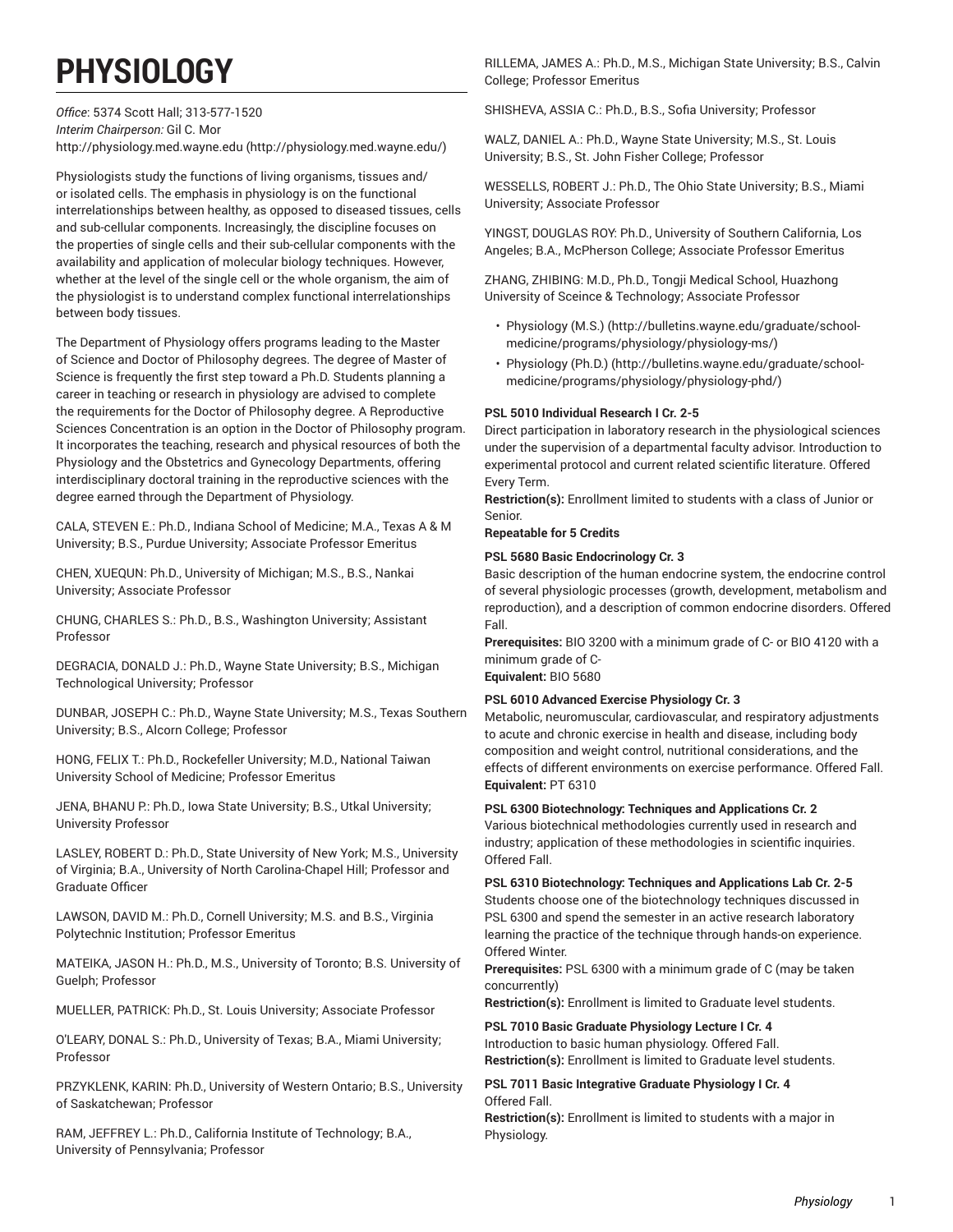# PHYSIOLOGY

*Office*: 5374 Scott Hall; 313-577-1520
*Interim Chairperson:* Gil C. Mor
http://physiology.med.wayne.edu (http://physiology.med.wayne.edu/)

Physiologists study the functions of living organisms, tissues and/or isolated cells. The emphasis in physiology is on the functional interrelationships between healthy, as opposed to diseased tissues, cells and sub-cellular components. Increasingly, the discipline focuses on the properties of single cells and their sub-cellular components with the availability and application of molecular biology techniques. However, whether at the level of the single cell or the whole organism, the aim of the physiologist is to understand complex functional interrelationships between body tissues.

The Department of Physiology offers programs leading to the Master of Science and Doctor of Philosophy degrees. The degree of Master of Science is frequently the first step toward a Ph.D. Students planning a career in teaching or research in physiology are advised to complete the requirements for the Doctor of Philosophy degree. A Reproductive Sciences Concentration is an option in the Doctor of Philosophy program. It incorporates the teaching, research and physical resources of both the Physiology and the Obstetrics and Gynecology Departments, offering interdisciplinary doctoral training in the reproductive sciences with the degree earned through the Department of Physiology.

CALA, STEVEN E.: Ph.D., Indiana School of Medicine; M.A., Texas A & M University; B.S., Purdue University; Associate Professor Emeritus

CHEN, XUEQUN: Ph.D., University of Michigan; M.S., B.S., Nankai University; Associate Professor

CHUNG, CHARLES S.: Ph.D., B.S., Washington University; Assistant Professor

DEGRACIA, DONALD J.: Ph.D., Wayne State University; B.S., Michigan Technological University; Professor

DUNBAR, JOSEPH C.: Ph.D., Wayne State University; M.S., Texas Southern University; B.S., Alcorn College; Professor

HONG, FELIX T.: Ph.D., Rockefeller University; M.D., National Taiwan University School of Medicine; Professor Emeritus

JENA, BHANU P.: Ph.D., Iowa State University; B.S., Utkal University; University Professor

LASLEY, ROBERT D.: Ph.D., State University of New York; M.S., University of Virginia; B.A., University of North Carolina-Chapel Hill; Professor and Graduate Officer

LAWSON, DAVID M.: Ph.D., Cornell University; M.S. and B.S., Virginia Polytechnic Institution; Professor Emeritus

MATEIKA, JASON H.: Ph.D., M.S., University of Toronto; B.S. University of Guelph; Professor

MUELLER, PATRICK: Ph.D., St. Louis University; Associate Professor

O'LEARY, DONAL S.: Ph.D., University of Texas; B.A., Miami University; Professor

PRZYKLENK, KARIN: Ph.D., University of Western Ontario; B.S., University of Saskatchewan; Professor

RAM, JEFFREY L.: Ph.D., California Institute of Technology; B.A., University of Pennsylvania; Professor

RILLEMA, JAMES A.: Ph.D., M.S., Michigan State University; B.S., Calvin College; Professor Emeritus

SHISHEVA, ASSIA C.: Ph.D., B.S., Sofia University; Professor

WALZ, DANIEL A.: Ph.D., Wayne State University; M.S., St. Louis University; B.S., St. John Fisher College; Professor

WESSELLS, ROBERT J.: Ph.D., The Ohio State University; B.S., Miami University; Associate Professor

YINGST, DOUGLAS ROY: Ph.D., University of Southern California, Los Angeles; B.A., McPherson College; Associate Professor Emeritus

ZHANG, ZHIBING: M.D., Ph.D., Tongji Medical School, Huazhong University of Sceince & Technology; Associate Professor

- Physiology (M.S.) (http://bulletins.wayne.edu/graduate/school-medicine/programs/physiology/physiology-ms/)
- Physiology (Ph.D.) (http://bulletins.wayne.edu/graduate/school-medicine/programs/physiology/physiology-phd/)

**PSL 5010 Individual Research I Cr. 2-5**
Direct participation in laboratory research in the physiological sciences under the supervision of a departmental faculty advisor. Introduction to experimental protocol and current related scientific literature. Offered Every Term.
**Restriction(s):** Enrollment limited to students with a class of Junior or Senior.
**Repeatable for 5 Credits**

**PSL 5680 Basic Endocrinology Cr. 3**
Basic description of the human endocrine system, the endocrine control of several physiologic processes (growth, development, metabolism and reproduction), and a description of common endocrine disorders. Offered Fall.
**Prerequisites:** BIO 3200 with a minimum grade of C- or BIO 4120 with a minimum grade of C-
**Equivalent:** BIO 5680

**PSL 6010 Advanced Exercise Physiology Cr. 3**
Metabolic, neuromuscular, cardiovascular, and respiratory adjustments to acute and chronic exercise in health and disease, including body composition and weight control, nutritional considerations, and the effects of different environments on exercise performance. Offered Fall.
**Equivalent:** PT 6310

**PSL 6300 Biotechnology: Techniques and Applications Cr. 2**
Various biotechnical methodologies currently used in research and industry; application of these methodologies in scientific inquiries. Offered Fall.

**PSL 6310 Biotechnology: Techniques and Applications Lab Cr. 2-5**
Students choose one of the biotechnology techniques discussed in PSL 6300 and spend the semester in an active research laboratory learning the practice of the technique through hands-on experience. Offered Winter.
**Prerequisites:** PSL 6300 with a minimum grade of C (may be taken concurrently)
**Restriction(s):** Enrollment is limited to Graduate level students.

**PSL 7010 Basic Graduate Physiology Lecture I Cr. 4**
Introduction to basic human physiology. Offered Fall.
**Restriction(s):** Enrollment is limited to Graduate level students.

**PSL 7011 Basic Integrative Graduate Physiology I Cr. 4**
Offered Fall.
**Restriction(s):** Enrollment is limited to students with a major in Physiology.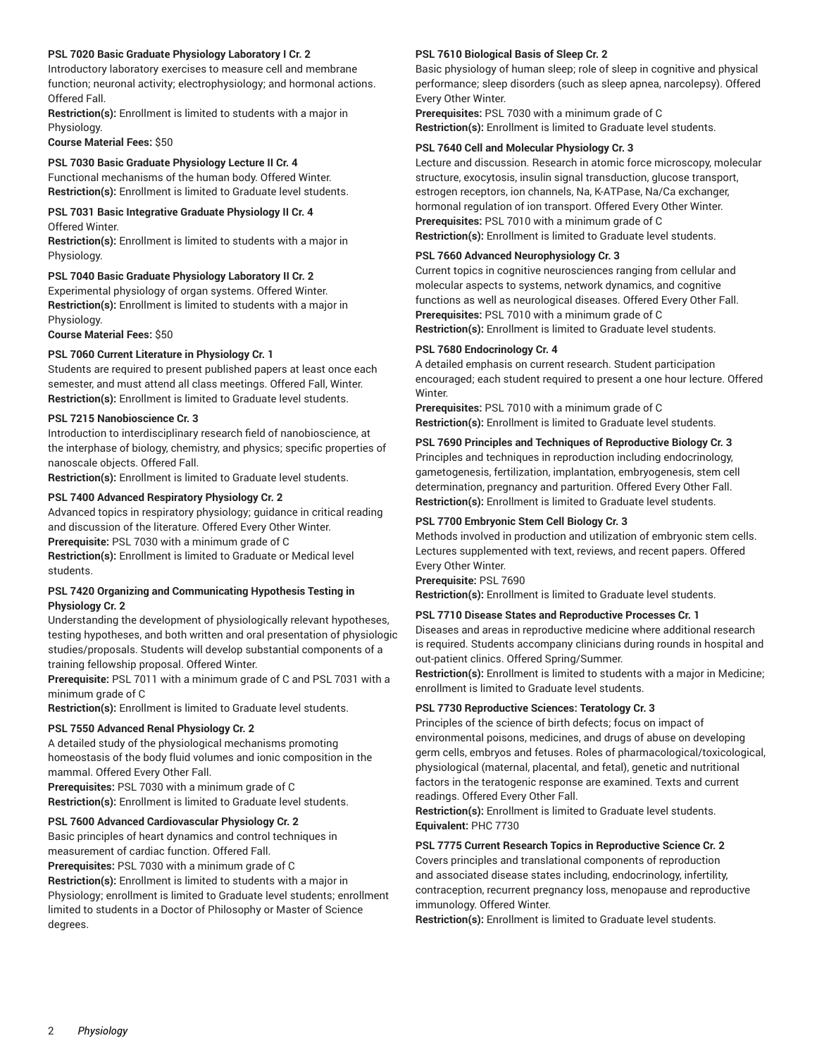**PSL 7020 Basic Graduate Physiology Laboratory I Cr. 2**

Introductory laboratory exercises to measure cell and membrane function; neuronal activity; electrophysiology; and hormonal actions. Offered Fall.

**Restriction(s):** Enrollment is limited to students with a major in Physiology.

**Course Material Fees:** $50

**PSL 7030 Basic Graduate Physiology Lecture II Cr. 4**

Functional mechanisms of the human body. Offered Winter.

**Restriction(s):** Enrollment is limited to Graduate level students.

**PSL 7031 Basic Integrative Graduate Physiology II Cr. 4**

Offered Winter.

**Restriction(s):** Enrollment is limited to students with a major in Physiology.

**PSL 7040 Basic Graduate Physiology Laboratory II Cr. 2**

Experimental physiology of organ systems. Offered Winter.

**Restriction(s):** Enrollment is limited to students with a major in Physiology.

**Course Material Fees:** $50

**PSL 7060 Current Literature in Physiology Cr. 1**

Students are required to present published papers at least once each semester, and must attend all class meetings. Offered Fall, Winter.

**Restriction(s):** Enrollment is limited to Graduate level students.

**PSL 7215 Nanobioscience Cr. 3**

Introduction to interdisciplinary research field of nanobioscience, at the interphase of biology, chemistry, and physics; specific properties of nanoscale objects. Offered Fall.

**Restriction(s):** Enrollment is limited to Graduate level students.

**PSL 7400 Advanced Respiratory Physiology Cr. 2**

Advanced topics in respiratory physiology; guidance in critical reading and discussion of the literature. Offered Every Other Winter.

**Prerequisite:** PSL 7030 with a minimum grade of C

**Restriction(s):** Enrollment is limited to Graduate or Medical level students.

**PSL 7420 Organizing and Communicating Hypothesis Testing in Physiology Cr. 2**

Understanding the development of physiologically relevant hypotheses, testing hypotheses, and both written and oral presentation of physiologic studies/proposals. Students will develop substantial components of a training fellowship proposal. Offered Winter.

**Prerequisite:** PSL 7011 with a minimum grade of C and PSL 7031 with a minimum grade of C

**Restriction(s):** Enrollment is limited to Graduate level students.

**PSL 7550 Advanced Renal Physiology Cr. 2**

A detailed study of the physiological mechanisms promoting homeostasis of the body fluid volumes and ionic composition in the mammal. Offered Every Other Fall.

**Prerequisites:** PSL 7030 with a minimum grade of C

**Restriction(s):** Enrollment is limited to Graduate level students.

**PSL 7600 Advanced Cardiovascular Physiology Cr. 2**

Basic principles of heart dynamics and control techniques in measurement of cardiac function. Offered Fall.

**Prerequisites:** PSL 7030 with a minimum grade of C

**Restriction(s):** Enrollment is limited to students with a major in Physiology; enrollment is limited to Graduate level students; enrollment limited to students in a Doctor of Philosophy or Master of Science degrees.

**PSL 7610 Biological Basis of Sleep Cr. 2**

Basic physiology of human sleep; role of sleep in cognitive and physical performance; sleep disorders (such as sleep apnea, narcolepsy). Offered Every Other Winter.

**Prerequisites:** PSL 7030 with a minimum grade of C

**Restriction(s):** Enrollment is limited to Graduate level students.

**PSL 7640 Cell and Molecular Physiology Cr. 3**

Lecture and discussion. Research in atomic force microscopy, molecular structure, exocytosis, insulin signal transduction, glucose transport, estrogen receptors, ion channels, Na, K-ATPase, Na/Ca exchanger, hormonal regulation of ion transport. Offered Every Other Winter.

**Prerequisites:** PSL 7010 with a minimum grade of C

**Restriction(s):** Enrollment is limited to Graduate level students.

**PSL 7660 Advanced Neurophysiology Cr. 3**

Current topics in cognitive neurosciences ranging from cellular and molecular aspects to systems, network dynamics, and cognitive functions as well as neurological diseases. Offered Every Other Fall.

**Prerequisites:** PSL 7010 with a minimum grade of C

**Restriction(s):** Enrollment is limited to Graduate level students.

**PSL 7680 Endocrinology Cr. 4**

A detailed emphasis on current research. Student participation encouraged; each student required to present a one hour lecture. Offered Winter.

**Prerequisites:** PSL 7010 with a minimum grade of C

**Restriction(s):** Enrollment is limited to Graduate level students.

**PSL 7690 Principles and Techniques of Reproductive Biology Cr. 3**

Principles and techniques in reproduction including endocrinology, gametogenesis, fertilization, implantation, embryogenesis, stem cell determination, pregnancy and parturition. Offered Every Other Fall.

**Restriction(s):** Enrollment is limited to Graduate level students.

**PSL 7700 Embryonic Stem Cell Biology Cr. 3**

Methods involved in production and utilization of embryonic stem cells. Lectures supplemented with text, reviews, and recent papers. Offered Every Other Winter.

**Prerequisite:** PSL 7690

**Restriction(s):** Enrollment is limited to Graduate level students.

**PSL 7710 Disease States and Reproductive Processes Cr. 1**

Diseases and areas in reproductive medicine where additional research is required. Students accompany clinicians during rounds in hospital and out-patient clinics. Offered Spring/Summer.

**Restriction(s):** Enrollment is limited to students with a major in Medicine; enrollment is limited to Graduate level students.

**PSL 7730 Reproductive Sciences: Teratology Cr. 3**

Principles of the science of birth defects; focus on impact of environmental poisons, medicines, and drugs of abuse on developing germ cells, embryos and fetuses. Roles of pharmacological/toxicological, physiological (maternal, placental, and fetal), genetic and nutritional factors in the teratogenic response are examined. Texts and current readings. Offered Every Other Fall.

**Restriction(s):** Enrollment is limited to Graduate level students.

**Equivalent:** PHC 7730

**PSL 7775 Current Research Topics in Reproductive Science Cr. 2**

Covers principles and translational components of reproduction and associated disease states including, endocrinology, infertility, contraception, recurrent pregnancy loss, menopause and reproductive immunology. Offered Winter.

**Restriction(s):** Enrollment is limited to Graduate level students.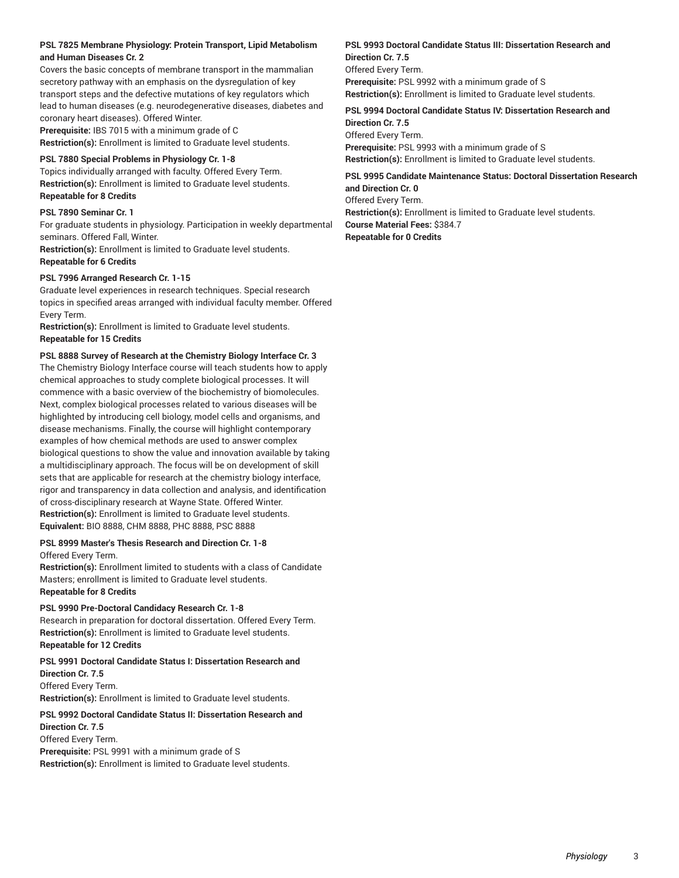**PSL 7825 Membrane Physiology: Protein Transport, Lipid Metabolism and Human Diseases Cr. 2**

Covers the basic concepts of membrane transport in the mammalian secretory pathway with an emphasis on the dysregulation of key transport steps and the defective mutations of key regulators which lead to human diseases (e.g. neurodegenerative diseases, diabetes and coronary heart diseases). Offered Winter.

**Prerequisite:** IBS 7015 with a minimum grade of C

**Restriction(s):** Enrollment is limited to Graduate level students.

**PSL 7880 Special Problems in Physiology Cr. 1-8**

Topics individually arranged with faculty. Offered Every Term.

**Restriction(s):** Enrollment is limited to Graduate level students.

**Repeatable for 8 Credits**

**PSL 7890 Seminar Cr. 1**

For graduate students in physiology. Participation in weekly departmental seminars. Offered Fall, Winter.

**Restriction(s):** Enrollment is limited to Graduate level students.

**Repeatable for 6 Credits**

**PSL 7996 Arranged Research Cr. 1-15**

Graduate level experiences in research techniques. Special research topics in specified areas arranged with individual faculty member. Offered Every Term.

**Restriction(s):** Enrollment is limited to Graduate level students.

**Repeatable for 15 Credits**

**PSL 8888 Survey of Research at the Chemistry Biology Interface Cr. 3**

The Chemistry Biology Interface course will teach students how to apply chemical approaches to study complete biological processes. It will commence with a basic overview of the biochemistry of biomolecules. Next, complex biological processes related to various diseases will be highlighted by introducing cell biology, model cells and organisms, and disease mechanisms. Finally, the course will highlight contemporary examples of how chemical methods are used to answer complex biological questions to show the value and innovation available by taking a multidisciplinary approach. The focus will be on development of skill sets that are applicable for research at the chemistry biology interface, rigor and transparency in data collection and analysis, and identification of cross-disciplinary research at Wayne State. Offered Winter.

**Restriction(s):** Enrollment is limited to Graduate level students.

**Equivalent:** BIO 8888, CHM 8888, PHC 8888, PSC 8888

**PSL 8999 Master's Thesis Research and Direction Cr. 1-8**

Offered Every Term.

**Restriction(s):** Enrollment limited to students with a class of Candidate Masters; enrollment is limited to Graduate level students.

**Repeatable for 8 Credits**

**PSL 9990 Pre-Doctoral Candidacy Research Cr. 1-8**

Research in preparation for doctoral dissertation. Offered Every Term.

**Restriction(s):** Enrollment is limited to Graduate level students.

**Repeatable for 12 Credits**

**PSL 9991 Doctoral Candidate Status I: Dissertation Research and Direction Cr. 7.5**

Offered Every Term.

**Restriction(s):** Enrollment is limited to Graduate level students.

**PSL 9992 Doctoral Candidate Status II: Dissertation Research and Direction Cr. 7.5**

Offered Every Term.

**Prerequisite:** PSL 9991 with a minimum grade of S

**Restriction(s):** Enrollment is limited to Graduate level students.

**PSL 9993 Doctoral Candidate Status III: Dissertation Research and Direction Cr. 7.5**

Offered Every Term.

**Prerequisite:** PSL 9992 with a minimum grade of S

**Restriction(s):** Enrollment is limited to Graduate level students.

**PSL 9994 Doctoral Candidate Status IV: Dissertation Research and Direction Cr. 7.5**

Offered Every Term.

**Prerequisite:** PSL 9993 with a minimum grade of S

**Restriction(s):** Enrollment is limited to Graduate level students.

**PSL 9995 Candidate Maintenance Status: Doctoral Dissertation Research and Direction Cr. 0**

Offered Every Term.

**Restriction(s):** Enrollment is limited to Graduate level students.

**Course Material Fees:** $384.7

**Repeatable for 0 Credits**